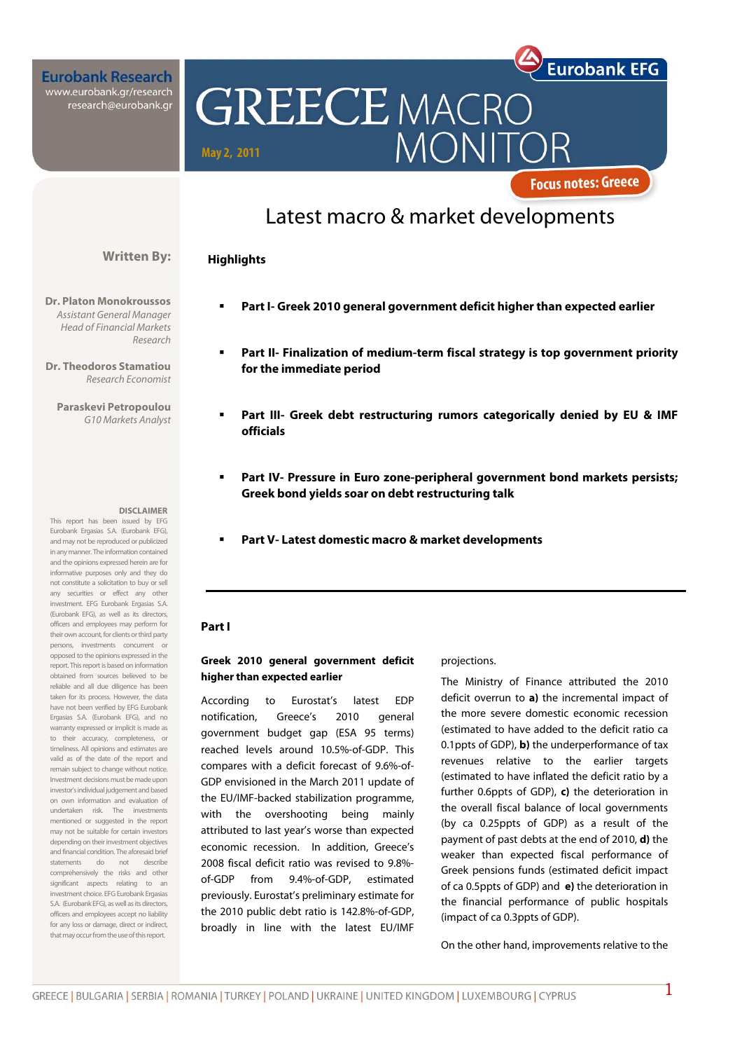Eurobank Research
www.eurobank.gr/research
research@eurobank.gr

Eurobank EFG

# GREECE MACRO MONITOR

May 2, 2011

Focus notes: Greece

## Latest macro & market developments

**Written By:**

**Dr. Platon Monokroussos**
*Assistant General Manager*
*Head of Financial Markets Research*

**Dr. Theodoros Stamatiou**
*Research Economist*

**Paraskevi Petropoulou**
*G10 Markets Analyst*

**DISCLAIMER**

This report has been issued by EFG Eurobank Ergasias S.A. (Eurobank EFG), and may not be reproduced or publicized in any manner. The information contained and the opinions expressed herein are for informative purposes only and they do not constitute a solicitation to buy or sell any securities or effect any other investment. EFG Eurobank Ergasias S.A. (Eurobank EFG), as well as its directors, officers and employees may perform for their own account, for clients or third party persons, investments concurrent or opposed to the opinions expressed in the report. This report is based on information obtained from sources believed to be reliable and all due diligence has been taken for its process. However, the data have not been verified by EFG Eurobank Ergasias S.A. (Eurobank EFG), and no warranty expressed or implicit is made as to their accuracy, completeness, or timeliness. All opinions and estimates are valid as of the date of the report and remain subject to change without notice. Investment decisions must be made upon investor's individual judgement and based on own information and evaluation of undertaken risk. The investments mentioned or suggested in the report may not be suitable for certain investors depending on their investment objectives and financial condition. The aforesaid brief statements do not describe comprehensively the risks and other significant aspects relating to an investment choice. EFG Eurobank Ergasias S.A. (Eurobank EFG), as well as its directors, officers and employees accept no liability for any loss or damage, direct or indirect, that may occur from the use of this report.

### Highlights

- **Part I- Greek 2010 general government deficit higher than expected earlier**
- **Part II- Finalization of medium-term fiscal strategy is top government priority for the immediate period**
- **Part III- Greek debt restructuring rumors categorically denied by EU & IMF officials**
- **Part IV- Pressure in Euro zone-peripheral government bond markets persists; Greek bond yields soar on debt restructuring talk**
- **Part V- Latest domestic macro & market developments**

---

### Part I

**Greek 2010 general government deficit higher than expected earlier**

According to Eurostat's latest EDP notification, Greece's 2010 general government budget gap (ESA 95 terms) reached levels around 10.5%-of-GDP. This compares with a deficit forecast of 9.6%-of-GDP envisioned in the March 2011 update of the EU/IMF-backed stabilization programme, with the overshooting being mainly attributed to last year's worse than expected economic recession. In addition, Greece's 2008 fiscal deficit ratio was revised to 9.8%-of-GDP from 9.4%-of-GDP, estimated previously. Eurostat's preliminary estimate for the 2010 public debt ratio is 142.8%-of-GDP, broadly in line with the latest EU/IMF projections.

The Ministry of Finance attributed the 2010 deficit overrun to **a)** the incremental impact of the more severe domestic economic recession (estimated to have added to the deficit ratio ca 0.1ppts of GDP), **b)** the underperformance of tax revenues relative to the earlier targets (estimated to have inflated the deficit ratio by a further 0.6ppts of GDP), **c)** the deterioration in the overall fiscal balance of local governments (by ca 0.25ppts of GDP) as a result of the payment of past debts at the end of 2010, **d)** the weaker than expected fiscal performance of Greek pensions funds (estimated deficit impact of ca 0.5ppts of GDP) and **e)** the deterioration in the financial performance of public hospitals (impact of ca 0.3ppts of GDP).

On the other hand, improvements relative to the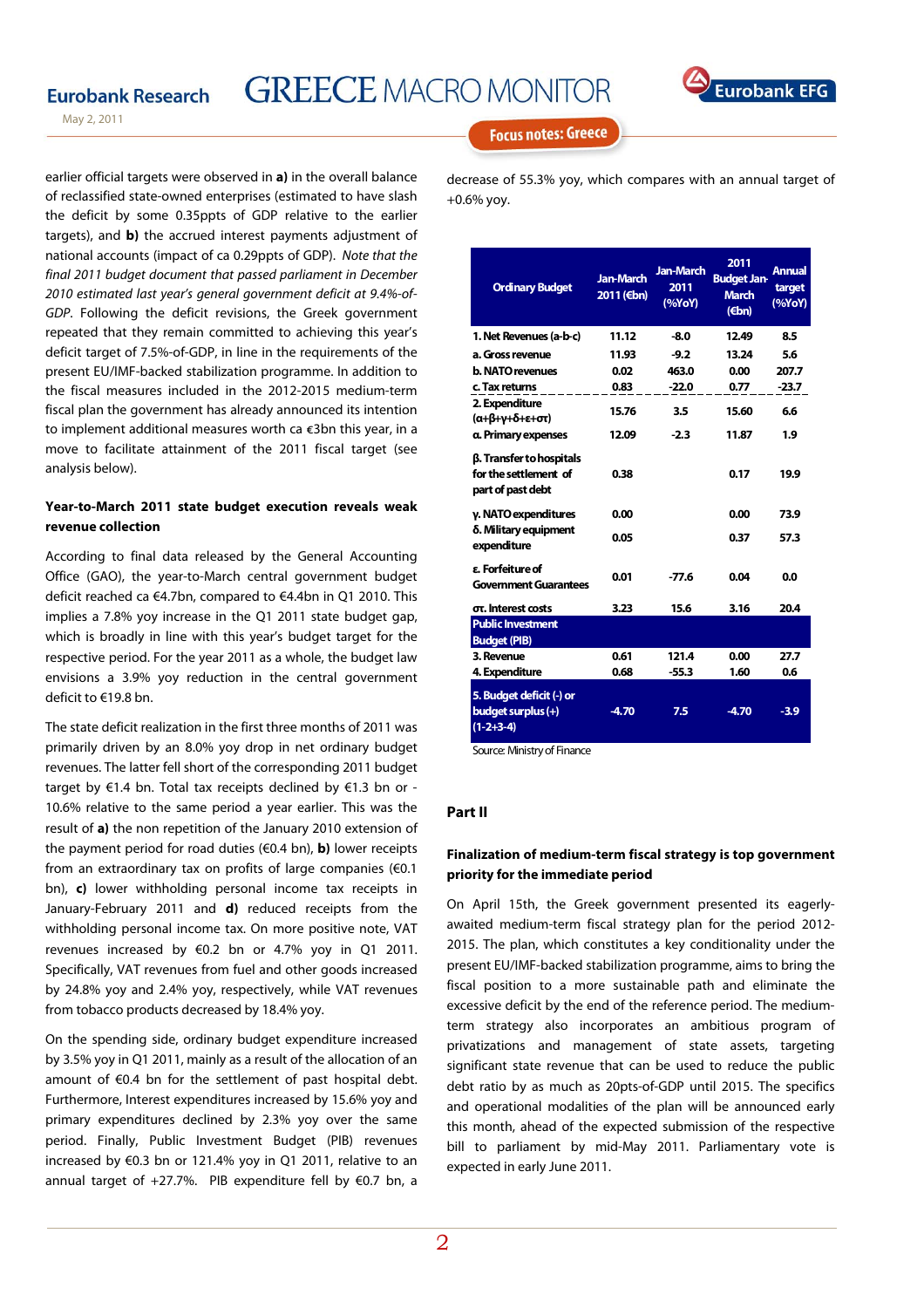earlier official targets were observed in **a)** in the overall balance of reclassified state-owned enterprises (estimated to have slash the deficit by some 0.35ppts of GDP relative to the earlier targets), and **b)** the accrued interest payments adjustment of national accounts (impact of ca 0.29ppts of GDP). *Note that the final 2011 budget document that passed parliament in December 2010 estimated last year's general government deficit at 9.4%-of-GDP*. Following the deficit revisions, the Greek government repeated that they remain committed to achieving this year's deficit target of 7.5%-of-GDP, in line in the requirements of the present EU/IMF-backed stabilization programme. In addition to the fiscal measures included in the 2012-2015 medium-term fiscal plan the government has already announced its intention to implement additional measures worth ca €3bn this year, in a move to facilitate attainment of the 2011 fiscal target (see analysis below).

**Year-to-March 2011 state budget execution reveals weak revenue collection**

According to final data released by the General Accounting Office (GAO), the year-to-March central government budget deficit reached ca €4.7bn, compared to €4.4bn in Q1 2010. This implies a 7.8% yoy increase in the Q1 2011 state budget gap, which is broadly in line with this year's budget target for the respective period. For the year 2011 as a whole, the budget law envisions a 3.9% yoy reduction in the central government deficit to €19.8 bn.

The state deficit realization in the first three months of 2011 was primarily driven by an 8.0% yoy drop in net ordinary budget revenues. The latter fell short of the corresponding 2011 budget target by €1.4 bn. Total tax receipts declined by €1.3 bn or -10.6% relative to the same period a year earlier. This was the result of **a)** the non repetition of the January 2010 extension of the payment period for road duties (€0.4 bn), **b)** lower receipts from an extraordinary tax on profits of large companies (€0.1 bn), **c)** lower withholding personal income tax receipts in January-February 2011 and **d)** reduced receipts from the withholding personal income tax. On more positive note, VAT revenues increased by €0.2 bn or 4.7% yoy in Q1 2011. Specifically, VAT revenues from fuel and other goods increased by 24.8% yoy and 2.4% yoy, respectively, while VAT revenues from tobacco products decreased by 18.4% yoy.

On the spending side, ordinary budget expenditure increased by 3.5% yoy in Q1 2011, mainly as a result of the allocation of an amount of €0.4 bn for the settlement of past hospital debt. Furthermore, Interest expenditures increased by 15.6% yoy and primary expenditures declined by 2.3% yoy over the same period. Finally, Public Investment Budget (PIB) revenues increased by €0.3 bn or 121.4% yoy in Q1 2011, relative to an annual target of +27.7%. PIB expenditure fell by €0.7 bn, a decrease of 55.3% yoy, which compares with an annual target of +0.6% yoy.

| Ordinary Budget | Jan-March 2011 (€bn) | Jan-March 2011 (%YoY) | 2011 Budget Jan-March (€bn) | Annual target (%YoY) |
|---|---|---|---|---|
| 1. Net Revenues (a-b-c) | 11.12 | -8.0 | 12.49 | 8.5 |
| a. Gross revenue | 11.93 | -9.2 | 13.24 | 5.6 |
| b. NATO revenues | 0.02 | 463.0 | 0.00 | 207.7 |
| c. Tax returns | 0.83 | -22.0 | 0.77 | -23.7 |
| 2. Expenditure (α+β+γ+δ+ε+στ) | 15.76 | 3.5 | 15.60 | 6.6 |
| α. Primary expenses | 12.09 | -2.3 | 11.87 | 1.9 |
| β. Transfer to hospitals for the settlement of part of past debt | 0.38 | | 0.17 | 19.9 |
| γ. NATO expenditures | 0.00 | | 0.00 | 73.9 |
| δ. Military equipment expenditure | 0.05 | | 0.37 | 57.3 |
| ε. Forfeiture of Government Guarantees | 0.01 | -77.6 | 0.04 | 0.0 |
| στ. Interest costs | 3.23 | 15.6 | 3.16 | 20.4 |
| **Public Investment Budget (PIB)** | | | | |
| 3. Revenue | 0.61 | 121.4 | 0.00 | 27.7 |
| 4. Expenditure | 0.68 | -55.3 | 1.60 | 0.6 |
| 5. Budget deficit (-) or budget surplus (+) (1-2+3-4) | -4.70 | 7.5 | -4.70 | -3.9 |

Source: Ministry of Finance

## Part II

**Finalization of medium-term fiscal strategy is top government priority for the immediate period**

On April 15th, the Greek government presented its eagerly-awaited medium-term fiscal strategy plan for the period 2012-2015. The plan, which constitutes a key conditionality under the present EU/IMF-backed stabilization programme, aims to bring the fiscal position to a more sustainable path and eliminate the excessive deficit by the end of the reference period. The medium-term strategy also incorporates an ambitious program of privatizations and management of state assets, targeting significant state revenue that can be used to reduce the public debt ratio by as much as 20ppts-of-GDP until 2015. The specifics and operational modalities of the plan will be announced early this month, ahead of the expected submission of the respective bill to parliament by mid-May 2011. Parliamentary vote is expected in early June 2011.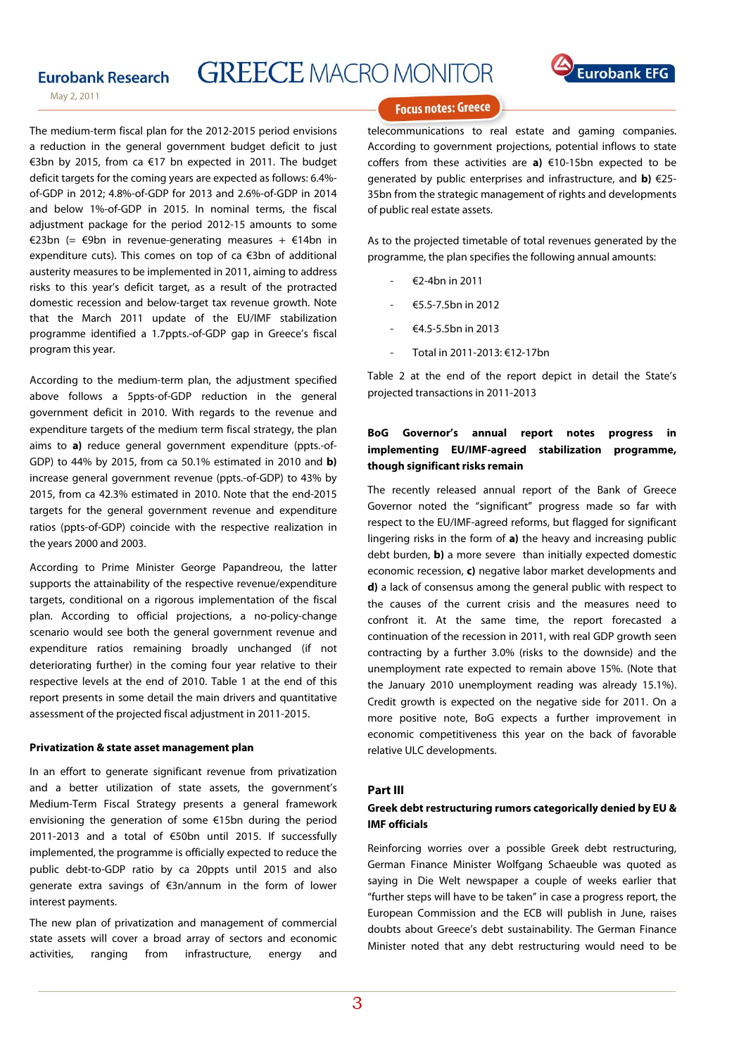The medium-term fiscal plan for the 2012-2015 period envisions a reduction in the general government budget deficit to just €3bn by 2015, from ca €17 bn expected in 2011. The budget deficit targets for the coming years are expected as follows: 6.4%-of-GDP in 2012; 4.8%-of-GDP for 2013 and 2.6%-of-GDP in 2014 and below 1%-of-GDP in 2015. In nominal terms, the fiscal adjustment package for the period 2012-15 amounts to some €23bn (= €9bn in revenue-generating measures + €14bn in expenditure cuts). This comes on top of ca €3bn of additional austerity measures to be implemented in 2011, aiming to address risks to this year's deficit target, as a result of the protracted domestic recession and below-target tax revenue growth. Note that the March 2011 update of the EU/IMF stabilization programme identified a 1.7ppts.-of-GDP gap in Greece's fiscal program this year.

According to the medium-term plan, the adjustment specified above follows a 5ppts-of-GDP reduction in the general government deficit in 2010. With regards to the revenue and expenditure targets of the medium term fiscal strategy, the plan aims to **a)** reduce general government expenditure (ppts.-of-GDP) to 44% by 2015, from ca 50.1% estimated in 2010 and **b)** increase general government revenue (ppts.-of-GDP) to 43% by 2015, from ca 42.3% estimated in 2010. Note that the end-2015 targets for the general government revenue and expenditure ratios (ppts-of-GDP) coincide with the respective realization in the years 2000 and 2003.

According to Prime Minister George Papandreou, the latter supports the attainability of the respective revenue/expenditure targets, conditional on a rigorous implementation of the fiscal plan. According to official projections, a no-policy-change scenario would see both the general government revenue and expenditure ratios remaining broadly unchanged (if not deteriorating further) in the coming four year relative to their respective levels at the end of 2010. Table 1 at the end of this report presents in some detail the main drivers and quantitative assessment of the projected fiscal adjustment in 2011-2015.

**Privatization & state asset management plan**

In an effort to generate significant revenue from privatization and a better utilization of state assets, the government's Medium-Term Fiscal Strategy presents a general framework envisioning the generation of some €15bn during the period 2011-2013 and a total of €50bn until 2015. If successfully implemented, the programme is officially expected to reduce the public debt-to-GDP ratio by ca 20ppts until 2015 and also generate extra savings of €3n/annum in the form of lower interest payments.

The new plan of privatization and management of commercial state assets will cover a broad array of sectors and economic activities, ranging from infrastructure, energy and telecommunications to real estate and gaming companies. According to government projections, potential inflows to state coffers from these activities are **a)** €10-15bn expected to be generated by public enterprises and infrastructure, and **b)** €25-35bn from the strategic management of rights and developments of public real estate assets.

As to the projected timetable of total revenues generated by the programme, the plan specifies the following annual amounts:

- €2-4bn in 2011
- €5.5-7.5bn in 2012
- €4.5-5.5bn in 2013
- Total in 2011-2013: €12-17bn

Table 2 at the end of the report depict in detail the State's projected transactions in 2011-2013

**BoG Governor's annual report notes progress in implementing EU/IMF-agreed stabilization programme, though significant risks remain**

The recently released annual report of the Bank of Greece Governor noted the "significant" progress made so far with respect to the EU/IMF-agreed reforms, but flagged for significant lingering risks in the form of **a)** the heavy and increasing public debt burden, **b)** a more severe than initially expected domestic economic recession, **c)** negative labor market developments and **d)** a lack of consensus among the general public with respect to the causes of the current crisis and the measures need to confront it. At the same time, the report forecasted a continuation of the recession in 2011, with real GDP growth seen contracting by a further 3.0% (risks to the downside) and the unemployment rate expected to remain above 15%. (Note that the January 2010 unemployment reading was already 15.1%). Credit growth is expected on the negative side for 2011. On a more positive note, BoG expects a further improvement in economic competitiveness this year on the back of favorable relative ULC developments.

## Part III

### Greek debt restructuring rumors categorically denied by EU & IMF officials

Reinforcing worries over a possible Greek debt restructuring, German Finance Minister Wolfgang Schaeuble was quoted as saying in Die Welt newspaper a couple of weeks earlier that "further steps will have to be taken" in case a progress report, the European Commission and the ECB will publish in June, raises doubts about Greece's debt sustainability. The German Finance Minister noted that any debt restructuring would need to be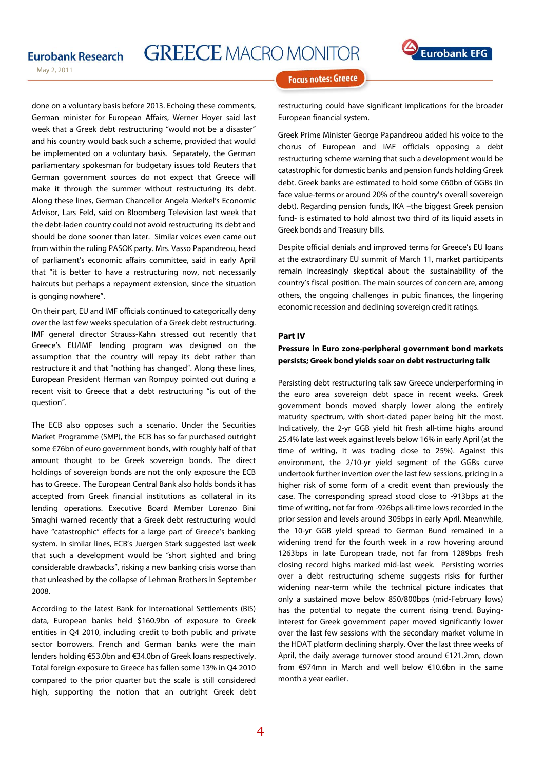done on a voluntary basis before 2013. Echoing these comments, German minister for European Affairs, Werner Hoyer said last week that a Greek debt restructuring "would not be a disaster" and his country would back such a scheme, provided that would be implemented on a voluntary basis. Separately, the German parliamentary spokesman for budgetary issues told Reuters that German government sources do not expect that Greece will make it through the summer without restructuring its debt. Along these lines, German Chancellor Angela Merkel's Economic Advisor, Lars Feld, said on Bloomberg Television last week that the debt-laden country could not avoid restructuring its debt and should be done sooner than later. Similar voices even came out from within the ruling PASOK party. Mrs. Vasso Papandreou, head of parliament's economic affairs committee, said in early April that "it is better to have a restructuring now, not necessarily haircuts but perhaps a repayment extension, since the situation is gonging nowhere".

On their part, EU and IMF officials continued to categorically deny over the last few weeks speculation of a Greek debt restructuring. IMF general director Strauss-Kahn stressed out recently that Greece's EU/IMF lending program was designed on the assumption that the country will repay its debt rather than restructure it and that "nothing has changed". Along these lines, European President Herman van Rompuy pointed out during a recent visit to Greece that a debt restructuring "is out of the question".

The ECB also opposes such a scenario. Under the Securities Market Programme (SMP), the ECB has so far purchased outright some €76bn of euro government bonds, with roughly half of that amount thought to be Greek sovereign bonds. The direct holdings of sovereign bonds are not the only exposure the ECB has to Greece. The European Central Bank also holds bonds it has accepted from Greek financial institutions as collateral in its lending operations. Executive Board Member Lorenzo Bini Smaghi warned recently that a Greek debt restructuring would have "catastrophic" effects for a large part of Greece's banking system. In similar lines, ECB's Juergen Stark suggested last week that such a development would be "short sighted and bring considerable drawbacks", risking a new banking crisis worse than that unleashed by the collapse of Lehman Brothers in September 2008.

According to the latest Bank for International Settlements (BIS) data, European banks held $160.9bn of exposure to Greek entities in Q4 2010, including credit to both public and private sector borrowers. French and German banks were the main lenders holding €53.0bn and €34.0bn of Greek loans respectively. Total foreign exposure to Greece has fallen some 13% in Q4 2010 compared to the prior quarter but the scale is still considered high, supporting the notion that an outright Greek debt restructuring could have significant implications for the broader European financial system.

Greek Prime Minister George Papandreou added his voice to the chorus of European and IMF officials opposing a debt restructuring scheme warning that such a development would be catastrophic for domestic banks and pension funds holding Greek debt. Greek banks are estimated to hold some €60bn of GGBs (in face value-terms or around 20% of the country's overall sovereign debt). Regarding pension funds, IKA –the biggest Greek pension fund- is estimated to hold almost two third of its liquid assets in Greek bonds and Treasury bills.

Despite official denials and improved terms for Greece's EU loans at the extraordinary EU summit of March 11, market participants remain increasingly skeptical about the sustainability of the country's fiscal position. The main sources of concern are, among others, the ongoing challenges in pubic finances, the lingering economic recession and declining sovereign credit ratings.

## Part IV

### Pressure in Euro zone-peripheral government bond markets persists; Greek bond yields soar on debt restructuring talk

Persisting debt restructuring talk saw Greece underperforming in the euro area sovereign debt space in recent weeks. Greek government bonds moved sharply lower along the entirely maturity spectrum, with short-dated paper being hit the most. Indicatively, the 2-yr GGB yield hit fresh all-time highs around 25.4% late last week against levels below 16% in early April (at the time of writing, it was trading close to 25%). Against this environment, the 2/10-yr yield segment of the GGBs curve undertook further invertion over the last few sessions, pricing in a higher risk of some form of a credit event than previously the case. The corresponding spread stood close to -913bps at the time of writing, not far from -926bps all-time lows recorded in the prior session and levels around 305bps in early April. Meanwhile, the 10-yr GGB yield spread to German Bund remained in a widening trend for the fourth week in a row hovering around 1263bps in late European trade, not far from 1289bps fresh closing record highs marked mid-last week. Persisting worries over a debt restructuring scheme suggests risks for further widening near-term while the technical picture indicates that only a sustained move below 850/800bps (mid-February lows) has the potential to negate the current rising trend. Buying-interest for Greek government paper moved significantly lower over the last few sessions with the secondary market volume in the HDAT platform declining sharply. Over the last three weeks of April, the daily average turnover stood around €121.2mn, down from €974mn in March and well below €10.6bn in the same month a year earlier.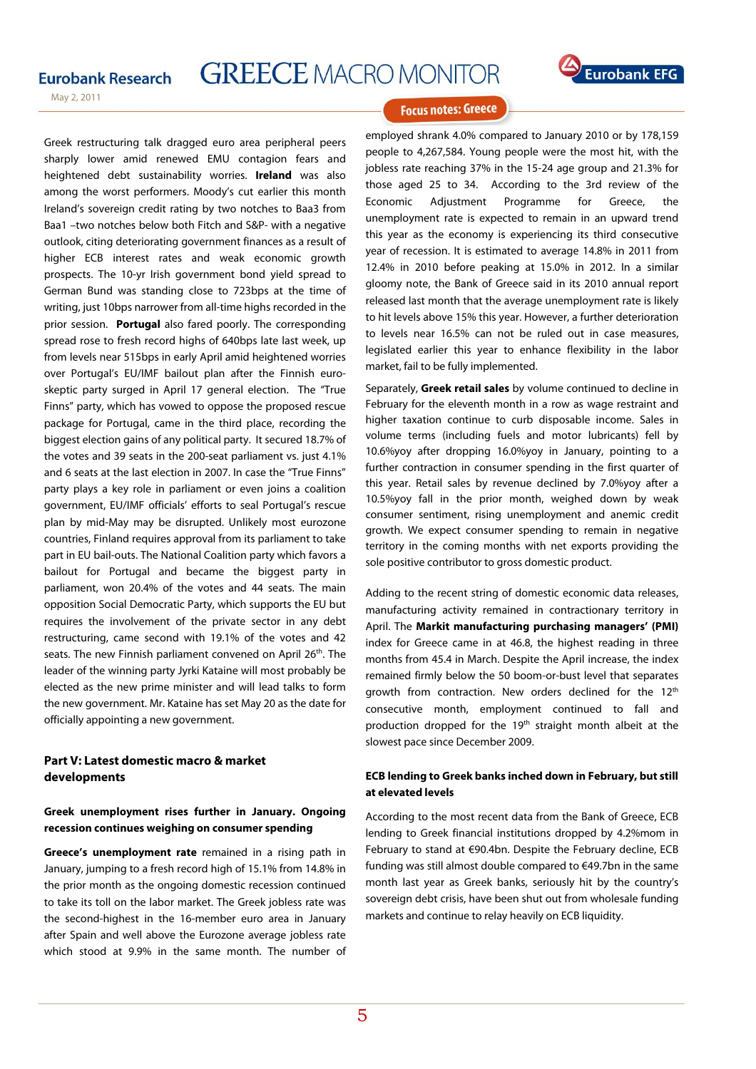Greek restructuring talk dragged euro area peripheral peers sharply lower amid renewed EMU contagion fears and heightened debt sustainability worries. **Ireland** was also among the worst performers. Moody's cut earlier this month Ireland's sovereign credit rating by two notches to Baa3 from Baa1 –two notches below both Fitch and S&P- with a negative outlook, citing deteriorating government finances as a result of higher ECB interest rates and weak economic growth prospects. The 10-yr Irish government bond yield spread to German Bund was standing close to 723bps at the time of writing, just 10bps narrower from all-time highs recorded in the prior session. **Portugal** also fared poorly. The corresponding spread rose to fresh record highs of 640bps late last week, up from levels near 515bps in early April amid heightened worries over Portugal's EU/IMF bailout plan after the Finnish euro-skeptic party surged in April 17 general election. The "True Finns" party, which has vowed to oppose the proposed rescue package for Portugal, came in the third place, recording the biggest election gains of any political party. It secured 18.7% of the votes and 39 seats in the 200-seat parliament vs. just 4.1% and 6 seats at the last election in 2007. In case the "True Finns" party plays a key role in parliament or even joins a coalition government, EU/IMF officials' efforts to seal Portugal's rescue plan by mid-May may be disrupted. Unlikely most eurozone countries, Finland requires approval from its parliament to take part in EU bail-outs. The National Coalition party which favors a bailout for Portugal and became the biggest party in parliament, won 20.4% of the votes and 44 seats. The main opposition Social Democratic Party, which supports the EU but requires the involvement of the private sector in any debt restructuring, came second with 19.1% of the votes and 42 seats. The new Finnish parliament convened on April 26th. The leader of the winning party Jyrki Kataine will most probably be elected as the new prime minister and will lead talks to form the new government. Mr. Kataine has set May 20 as the date for officially appointing a new government.

## Part V: Latest domestic macro & market developments

### Greek unemployment rises further in January. Ongoing recession continues weighing on consumer spending

**Greece's unemployment rate** remained in a rising path in January, jumping to a fresh record high of 15.1% from 14.8% in the prior month as the ongoing domestic recession continued to take its toll on the labor market. The Greek jobless rate was the second-highest in the 16-member euro area in January after Spain and well above the Eurozone average jobless rate which stood at 9.9% in the same month. The number of employed shrank 4.0% compared to January 2010 or by 178,159 people to 4,267,584. Young people were the most hit, with the jobless rate reaching 37% in the 15-24 age group and 21.3% for those aged 25 to 34. According to the 3rd review of the Economic Adjustment Programme for Greece, the unemployment rate is expected to remain in an upward trend this year as the economy is experiencing its third consecutive year of recession. It is estimated to average 14.8% in 2011 from 12.4% in 2010 before peaking at 15.0% in 2012. In a similar gloomy note, the Bank of Greece said in its 2010 annual report released last month that the average unemployment rate is likely to hit levels above 15% this year. However, a further deterioration to levels near 16.5% can not be ruled out in case measures, legislated earlier this year to enhance flexibility in the labor market, fail to be fully implemented.

Separately, **Greek retail sales** by volume continued to decline in February for the eleventh month in a row as wage restraint and higher taxation continue to curb disposable income. Sales in volume terms (including fuels and motor lubricants) fell by 10.6%yoy after dropping 16.0%yoy in January, pointing to a further contraction in consumer spending in the first quarter of this year. Retail sales by revenue declined by 7.0%yoy after a 10.5%yoy fall in the prior month, weighed down by weak consumer sentiment, rising unemployment and anemic credit growth. We expect consumer spending to remain in negative territory in the coming months with net exports providing the sole positive contributor to gross domestic product.

Adding to the recent string of domestic economic data releases, manufacturing activity remained in contractionary territory in April. The **Markit manufacturing purchasing managers' (PMI)** index for Greece came in at 46.8, the highest reading in three months from 45.4 in March. Despite the April increase, the index remained firmly below the 50 boom-or-bust level that separates growth from contraction. New orders declined for the 12th consecutive month, employment continued to fall and production dropped for the 19th straight month albeit at the slowest pace since December 2009.

### ECB lending to Greek banks inched down in February, but still at elevated levels

According to the most recent data from the Bank of Greece, ECB lending to Greek financial institutions dropped by 4.2%mom in February to stand at €90.4bn. Despite the February decline, ECB funding was still almost double compared to €49.7bn in the same month last year as Greek banks, seriously hit by the country's sovereign debt crisis, have been shut out from wholesale funding markets and continue to relay heavily on ECB liquidity.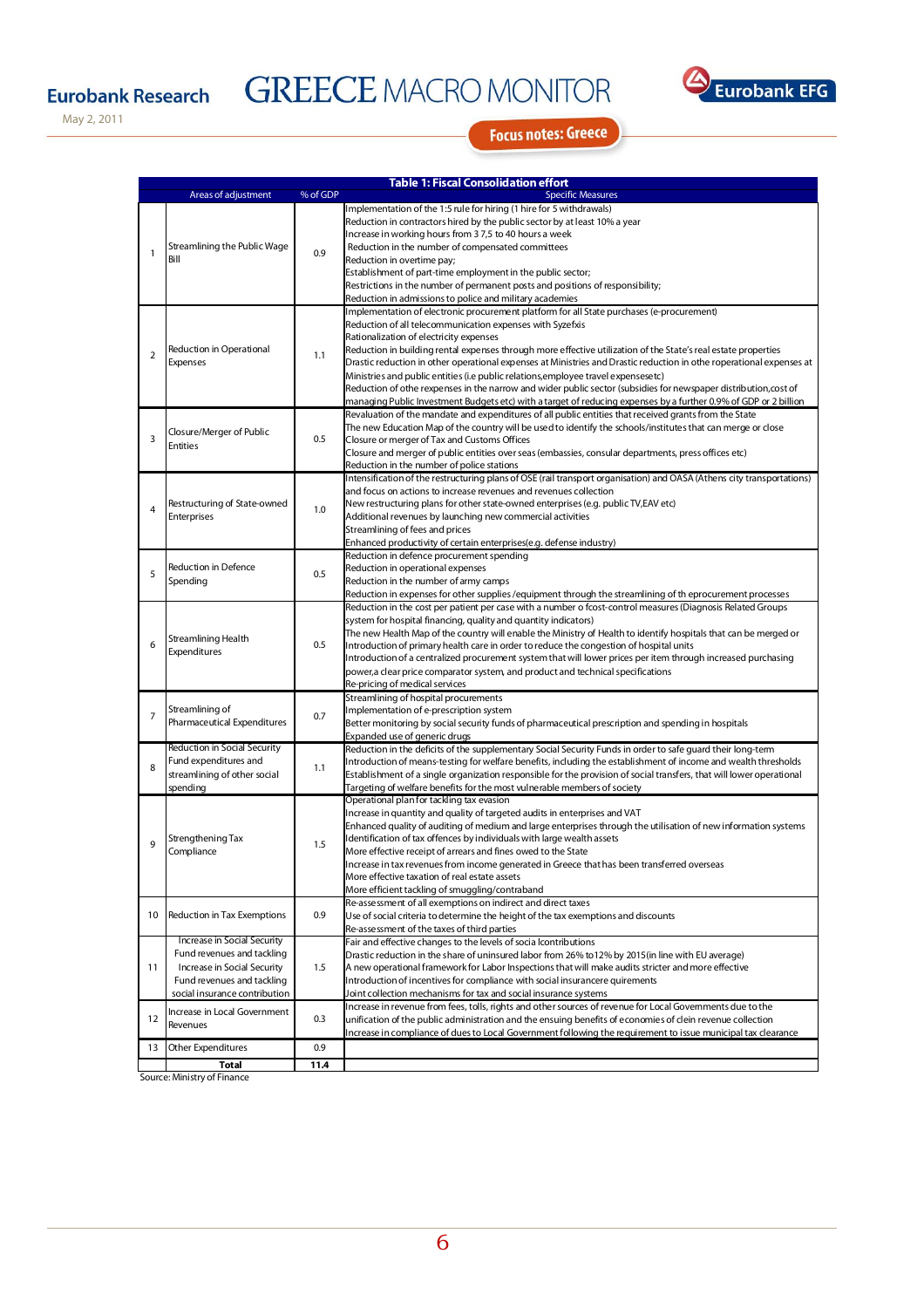**Table 1: Fiscal Consolidation effort**

| | Areas of adjustment | % of GDP | Specific Measures |
|---|---|---|---|
| 1 | Streamlining the Public Wage Bill | 0.9 | Implementation of the 1:5 rule for hiring (1 hire for 5 withdrawals)<br>Reduction in contractors hired by the public sector by at least 10% a year<br>Increase in working hours from 37,5 to 40 hours a week<br>Reduction in the number of compensated committees<br>Reduction in overtime pay;<br>Establishment of part-time employment in the public sector;<br>Restrictions in the number of permanent posts and positions of responsibility;<br>Reduction in admissions to police and military academies |
| 2 | Reduction in Operational Expenses | 1.1 | Implementation of electronic procurement platform for all State purchases (e-procurement)<br>Reduction of all telecommunication expenses with Syzefxis<br>Rationalization of electricity expenses<br>Reduction in building rental expenses through more effective utilization of the State's real estate properties<br>Drastic reduction in other operational expenses at Ministries and Drastic reduction in othe roperational expenses at Ministries and public entities (i.e public relations,employee travel expensesetc)<br>Reduction of othe rexpenses in the narrow and wider public sector (subsidies for newspaper distribution,cost of managing Public Investment Budgets etc) with a target of reducing expenses by a further 0.9% of GDP or 2 billion |
| 3 | Closure/Merger of Public Entities | 0.5 | Revaluation of the mandate and expenditures of all public entities that received grants from the State<br>The new Education Map of the country will be used to identify the schools/institutes that can merge or close<br>Closure or merger of Tax and Customs Offices<br>Closure and merger of public entities over seas (embassies, consular departments, press offices etc)<br>Reduction in the number of police stations |
| 4 | Restructuring of State-owned Enterprises | 1.0 | Intensification of the restructuring plans of OSE (rail transport organisation) and OASA (Athens city transportations) and focus on actions to increase revenues and revenues collection<br>New restructuring plans for other state-owned enterprises (e.g. public TV,EAV etc)<br>Additional revenues by launching new commercial activities<br>Streamlining of fees and prices<br>Enhanced productivity of certain enterprises(e.g. defense industry) |
| 5 | Reduction in Defence Spending | 0.5 | Reduction in defence procurement spending<br>Reduction in operational expenses<br>Reduction in the number of army camps<br>Reduction in expenses for other supplies /equipment through the streamlining of th eprocurement processes |
| 6 | Streamlining Health Expenditures | 0.5 | Reduction in the cost per patient per case with a number o fcost-control measures (Diagnosis Related Groups system for hospital financing, quality and quantity indicators)<br>The new Health Map of the country will enable the Ministry of Health to identify hospitals that can be merged or<br>Introduction of primary health care in order to reduce the congestion of hospital units<br>Introduction of a centralized procurement system that will lower prices per item through increased purchasing power,a clear price comparator system, and product and technical specifications<br>Re-pricing of medical services |
| 7 | Streamlining of Pharmaceutical Expenditures | 0.7 | Streamlining of hospital procurements<br>Implementation of e-prescription system<br>Better monitoring by social security funds of pharmaceutical prescription and spending in hospitals<br>Expanded use of generic drugs |
| 8 | Reduction in Social Security Fund expenditures and streamlining of other social spending | 1.1 | Reduction in the deficits of the supplementary Social Security Funds in order to safe guard their long-term<br>Introduction of means-testing for welfare benefits, including the establishment of income and wealth thresholds<br>Establishment of a single organization responsible for the provision of social transfers, that will lower operational<br>Targeting of welfare benefits for the most vulnerable members of society |
| 9 | Strengthening Tax Compliance | 1.5 | Operational plan for tackling tax evasion<br>Increase in quantity and quality of targeted audits in enterprises and VAT<br>Enhanced quality of auditing of medium and large enterprises through the utilisation of new information systems<br>Identification of tax offences by individuals with large wealth assets<br>More effective receipt of arrears and fines owed to the State<br>Increase in tax revenues from income generated in Greece that has been transferred overseas<br>More effective taxation of real estate assets<br>More efficient tackling of smuggling/contraband |
| 10 | Reduction in Tax Exemptions | 0.9 | Re-assessment of all exemptions on indirect and direct taxes<br>Use of social criteria to determine the height of the tax exemptions and discounts<br>Re-assessment of the taxes of third parties |
| 11 | Increase in Social Security Fund revenues and tackling Increase in Social Security Fund revenues and tackling social insurance contribution | 1.5 | Fair and effective changes to the levels of socia lcontributions<br>Drastic reduction in the share of uninsured labor from 26% to12% by 2015(in line with EU average)<br>A new operational framework for Labor Inspections that will make audits stricter and more effective<br>Introduction of incentives for compliance with social insurancere quirements<br>Joint collection mechanisms for tax and social insurance systems |
| 12 | Increase in Local Government Revenues | 0.3 | Increase in revenue from fees, tolls, rights and other sources of revenue for Local Governments due to the unification of the public administration and the ensuing benefits of economies of clein revenue collection<br>Increase in compliance of dues to Local Government following the requirement to issue municipal tax clearance |
| 13 | Other Expenditures | 0.9 | |
| | **Total** | **11.4** | |

Source: Ministry of Finance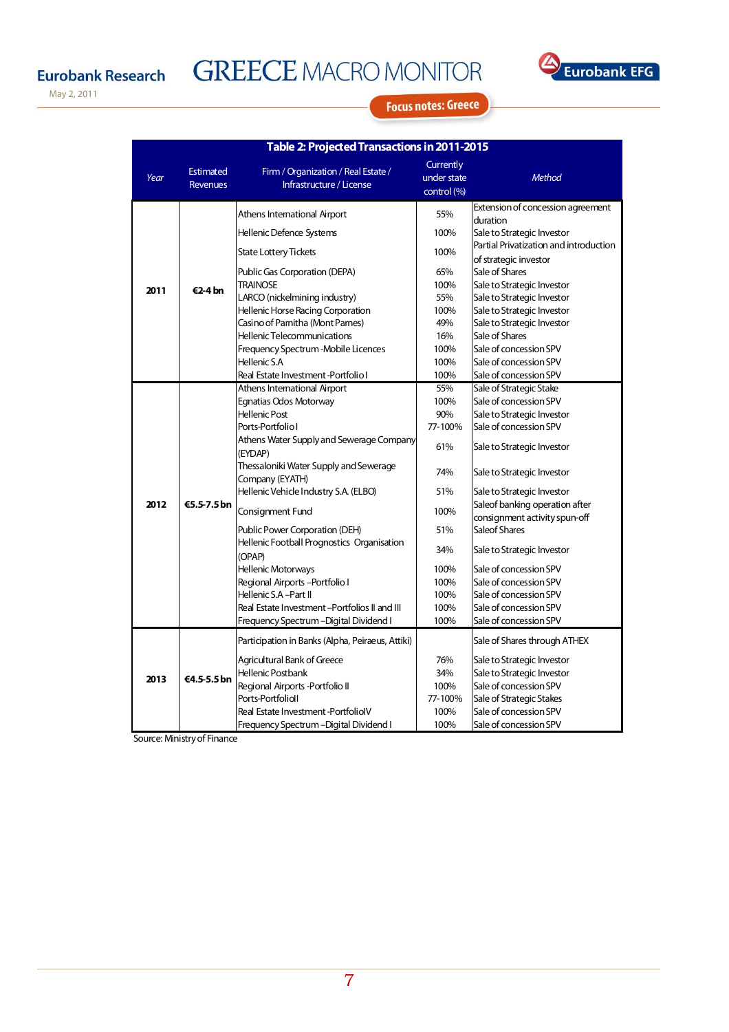**Table 2: Projected Transactions in 2011-2015**

| Year | Estimated Revenues | Firm / Organization / Real Estate / Infrastructure / License | Currently under state control (%) | Method |
|---|---|---|---|---|
| 2011 | €2-4 bn | Athens International Airport | 55% | Extension of concession agreement duration |
| | | Hellenic Defence Systems | 100% | Sale to Strategic Investor |
| | | State Lottery Tickets | 100% | Partial Privatization and introduction of strategic investor |
| | | Public Gas Corporation (DEPA) | 65% | Sale of Shares |
| | | TRAINOSE | 100% | Sale to Strategic Investor |
| | | LARCO (nickelmining industry) | 55% | Sale to Strategic Investor |
| | | Hellenic Horse Racing Corporation | 100% | Sale to Strategic Investor |
| | | Casino of Parnitha (Mont Parnes) | 49% | Sale to Strategic Investor |
| | | Hellenic Telecommunications | 16% | Sale of Shares |
| | | Frequency Spectrum -Mobile Licences | 100% | Sale of concession SPV |
| | | Hellenic S.A | 100% | Sale of concession SPV |
| | | Real Estate Investment -Portfolio I | 100% | Sale of concession SPV |
| 2012 | €5.5-7.5 bn | Athens International Airport | 55% | Sale of Strategic Stake |
| | | Egnatias Odos Motorway | 100% | Sale of concession SPV |
| | | Hellenic Post | 90% | Sale to Strategic Investor |
| | | Ports-Portfolio I | 77-100% | Sale of concession SPV |
| | | Athens Water Supply and Sewerage Company (EYDAP) | 61% | Sale to Strategic Investor |
| | | Thessaloniki Water Supply and Sewerage Company (EYATH) | 74% | Sale to Strategic Investor |
| | | Hellenic Vehicle Industry S.A. (ELBO) | 51% | Sale to Strategic Investor |
| | | Consignment Fund | 100% | Saleof banking operation after consignment activity spun-off |
| | | Public Power Corporation (DEH) | 51% | Saleof Shares |
| | | Hellenic Football Prognostics Organisation (OPAP) | 34% | Sale to Strategic Investor |
| | | Hellenic Motorways | 100% | Sale of concession SPV |
| | | Regional Airports –Portfolio I | 100% | Sale of concession SPV |
| | | Hellenic S.A –Part II | 100% | Sale of concession SPV |
| | | Real Estate Investment –Portfolios II and III | 100% | Sale of concession SPV |
| | | Frequency Spectrum –Digital Dividend I | 100% | Sale of concession SPV |
| 2013 | €4.5-5.5 bn | Participation in Banks (Alpha, Peiraeus, Attiki) | | Sale of Shares through ATHEX |
| | | Agricultural Bank of Greece | 76% | Sale to Strategic Investor |
| | | Hellenic Postbank | 34% | Sale to Strategic Investor |
| | | Regional Airports -Portfolio II | 100% | Sale of concession SPV |
| | | Ports-PortfolioII | 77-100% | Sale of Strategic Stakes |
| | | Real Estate Investment -PortfolioIV | 100% | Sale of concession SPV |
| | | Frequency Spectrum –Digital Dividend I | 100% | Sale of concession SPV |

Source: Ministry of Finance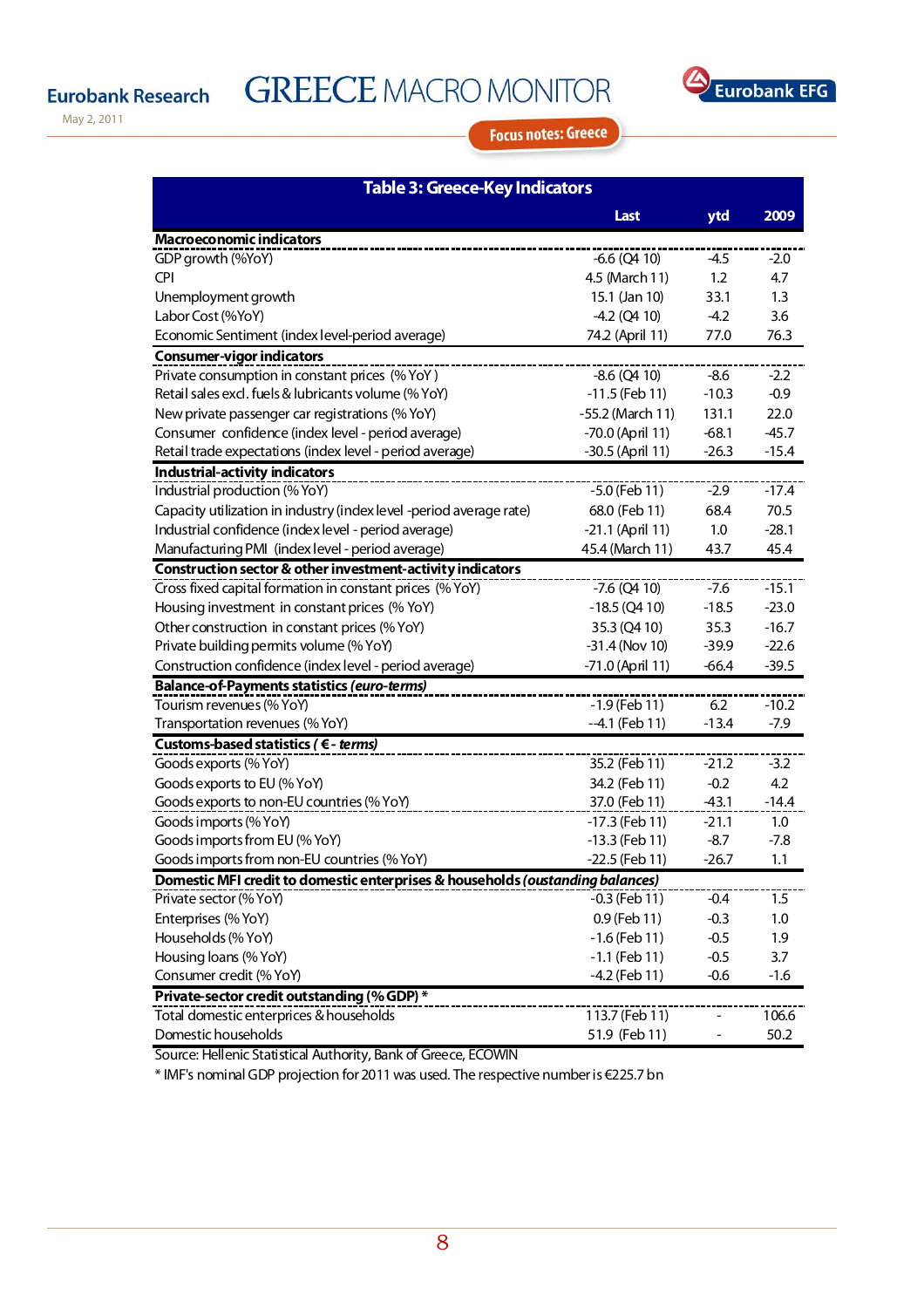**Table 3: Greece-Key Indicators**

| | Last | ytd | 2009 |
|---|---|---|---|
| **Macroeconomic indicators** | | | |
| GDP growth (%YoY) | -6.6 (Q4 10) | -4.5 | -2.0 |
| CPI | 4.5 (March 11) | 1.2 | 4.7 |
| Unemployment growth | 15.1 (Jan 10) | 33.1 | 1.3 |
| Labor Cost (%YoY) | -4.2 (Q4 10) | -4.2 | 3.6 |
| Economic Sentiment (index level-period average) | 74.2 (April 11) | 77.0 | 76.3 |
| **Consumer-vigor indicators** | | | |
| Private consumption in constant prices (% YoY ) | -8.6 (Q4 10) | -8.6 | -2.2 |
| Retail sales excl. fuels & lubricants volume (% YoY) | -11.5 (Feb 11) | -10.3 | -0.9 |
| New private passenger car registrations (% YoY) | -55.2 (March 11) | 131.1 | 22.0 |
| Consumer confidence (index level - period average) | -70.0 (April 11) | -68.1 | -45.7 |
| Retail trade expectations (index level - period average) | -30.5 (April 11) | -26.3 | -15.4 |
| **Industrial-activity indicators** | | | |
| Industrial production (% YoY) | -5.0 (Feb 11) | -2.9 | -17.4 |
| Capacity utilization in industry (index level -period average rate) | 68.0 (Feb 11) | 68.4 | 70.5 |
| Industrial confidence (index level - period average) | -21.1 (April 11) | 1.0 | -28.1 |
| Manufacturing PMI (index level - period average) | 45.4 (March 11) | 43.7 | 45.4 |
| **Construction sector & other investment-activity indicators** | | | |
| Cross fixed capital formation in constant prices (% YoY) | -7.6 (Q4 10) | -7.6 | -15.1 |
| Housing investment in constant prices (% YoY) | -18.5 (Q4 10) | -18.5 | -23.0 |
| Other construction in constant prices (% YoY) | 35.3 (Q4 10) | 35.3 | -16.7 |
| Private building permits volume (% YoY) | -31.4 (Nov 10) | -39.9 | -22.6 |
| Construction confidence (index level - period average) | -71.0 (April 11) | -66.4 | -39.5 |
| **Balance-of-Payments statistics *(euro-terms)*** | | | |
| Tourism revenues (% YoY) | -1.9 (Feb 11) | 6.2 | -10.2 |
| Transportation revenues (% YoY) | --4.1 (Feb 11) | -13.4 | -7.9 |
| **Customs-based statistics *( € - terms)*** | | | |
| Goods exports (% YoY) | 35.2 (Feb 11) | -21.2 | -3.2 |
| Goods exports to EU (% YoY) | 34.2 (Feb 11) | -0.2 | 4.2 |
| Goods exports to non-EU countries (% YoY) | 37.0 (Feb 11) | -43.1 | -14.4 |
| Goods imports (% YoY) | -17.3 (Feb 11) | -21.1 | 1.0 |
| Goods imports from EU (% YoY) | -13.3 (Feb 11) | -8.7 | -7.8 |
| Goods imports from non-EU countries (% YoY) | -22.5 (Feb 11) | -26.7 | 1.1 |
| **Domestic MFI credit to domestic enterprises & households *(oustanding balances)*** | | | |
| Private sector (% YoY) | -0.3 (Feb 11) | -0.4 | 1.5 |
| Enterprises (% YoY) | 0.9 (Feb 11) | -0.3 | 1.0 |
| Households (% YoY) | -1.6 (Feb 11) | -0.5 | 1.9 |
| Housing loans (% YoY) | -1.1 (Feb 11) | -0.5 | 3.7 |
| Consumer credit (% YoY) | -4.2 (Feb 11) | -0.6 | -1.6 |
| **Private-sector credit outstanding (% GDP) *** | | | |
| Total domestic enterprises & households | 113.7 (Feb 11) | - | 106.6 |
| Domestic households | 51.9 (Feb 11) | - | 50.2 |

Source: Hellenic Statistical Authority, Bank of Greece, ECOWIN

* IMF's nominal GDP projection for 2011 was used. The respective number is €225.7 bn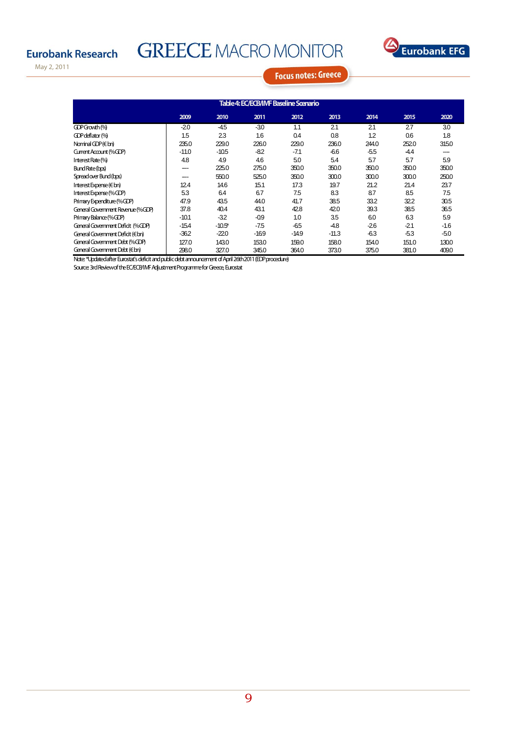**Focus notes: Greece**

**Table 4: EC/ECB/IMF Baseline Scenario**

| | 2009 | 2010 | 2011 | 2012 | 2013 | 2014 | 2015 | 2020 |
|---|---|---|---|---|---|---|---|---|
| GDP Growth (%) | -2.0 | -4.5 | -3.0 | 1.1 | 2.1 | 2.1 | 2.7 | 3.0 |
| GDP deflator (%) | 1.5 | 2.3 | 1.6 | 0.4 | 0.8 | 1.2 | 0.6 | 1.8 |
| Nominal GDP (€ bn) | 235.0 | 229.0 | 226.0 | 229.0 | 236.0 | 244.0 | 252.0 | 315.0 |
| Current Account (% GDP) | -11.0 | -10.5 | -8.2 | -7.1 | -6.6 | -5.5 | -4.4 | --- |
| Interest Rate (%) | 4.8 | 4.9 | 4.6 | 5.0 | 5.4 | 5.7 | 5.7 | 5.9 |
| Bund Rate (bps) | --- | 225.0 | 275.0 | 350.0 | 350.0 | 350.0 | 350.0 | 350.0 |
| Spread over Bund (bps) | --- | 550.0 | 525.0 | 350.0 | 300.0 | 300.0 | 300.0 | 250.0 |
| Interest Expense (€ bn) | 12.4 | 14.6 | 15.1 | 17.3 | 19.7 | 21.2 | 21.4 | 23.7 |
| Interest Expense (% GDP) | 5.3 | 6.4 | 6.7 | 7.5 | 8.3 | 8.7 | 8.5 | 7.5 |
| Primary Expenditure (% GDP) | 47.9 | 43.5 | 44.0 | 41.7 | 38.5 | 33.2 | 32.2 | 30.5 |
| General Government Revenue (% GDP) | 37.8 | 40.4 | 43.1 | 42.8 | 42.0 | 39.3 | 38.5 | 36.5 |
| Primary Balance (% GDP) | -10.1 | -3.2 | -0.9 | 1.0 | 3.5 | 6.0 | 6.3 | 5.9 |
| General Government Deficit (% GDP) | -15.4 | -10.5* | -7.5 | -6.5 | -4.8 | -2.6 | -2.1 | -1.6 |
| General Government Deficit (€ bn) | -36.2 | -22.0 | -16.9 | -14.9 | -11.3 | -6.3 | -5.3 | -5.0 |
| General Government Debt (% GDP) | 127.0 | 143.0 | 153.0 | 159.0 | 158.0 | 154.0 | 151.0 | 130.0 |
| General Government Debt (€ bn) | 298.0 | 327.0 | 345.0 | 364.0 | 373.0 | 375.0 | 381.0 | 409.0 |

Note: *Updated after Eurostat's deficit and public debt announcement of April 26th 2011 (EDP procedure)

Source: 3rd Review of the EC/ECB/IMF Adjustment Programme for Greece, Eurostat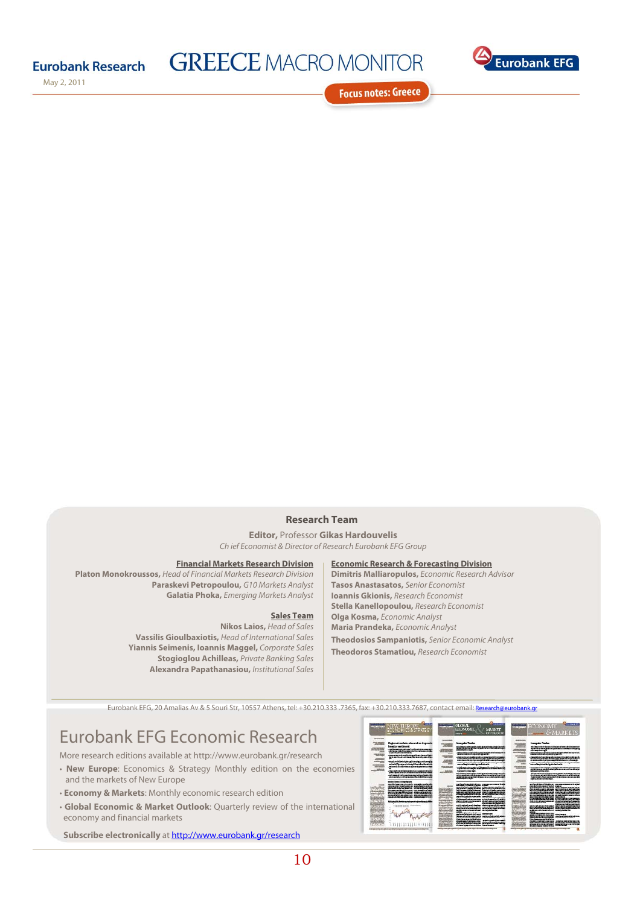## Research Team

**Editor,** Professor **Gikas Hardouvelis**
*Chief Economist & Director of Research Eurobank EFG Group*

**Financial Markets Research Division**
**Platon Monokroussos,** *Head of Financial Markets Research Division*
**Paraskevi Petropoulou,** *G10 Markets Analyst*
**Galatia Phoka,** *Emerging Markets Analyst*

**Sales Team**
**Nikos Laios,** *Head of Sales*
**Vassilis Gioulbaxiotis,** *Head of International Sales*
**Yiannis Seimenis, Ioannis Maggel,** *Corporate Sales*
**Stogioglou Achilleas,** *Private Banking Sales*
**Alexandra Papathanasiou,** *Institutional Sales*

**Economic Research & Forecasting Division**
**Dimitris Malliaropulos,** *Economic Research Advisor*
**Tasos Anastasatos,** *Senior Economist*
**Ioannis Gkionis,** *Research Economist*
**Stella Kanellopoulou,** *Research Economist*
**Olga Kosma,** *Economic Analyst*
**Maria Prandeka,** *Economic Analyst*
**Theodosios Sampaniotis,** *Senior Economic Analyst*
**Theodoros Stamatiou,** *Research Economist*

Eurobank EFG, 20 Amalias Av & 5 Souri Str, 10557 Athens, tel: +30.210.333 .7365, fax: +30.210.333.7687, contact email: Research@eurobank.gr

# Eurobank EFG Economic Research

More research editions available at http://www.eurobank.gr/research

- **New Europe**: Economics & Strategy Monthly edition on the economies and the markets of New Europe
- **Economy & Markets**: Monthly economic research edition
- **Global Economic & Market Outlook**: Quarterly review of the international economy and financial markets

**Subscribe electronically** at http://www.eurobank.gr/research